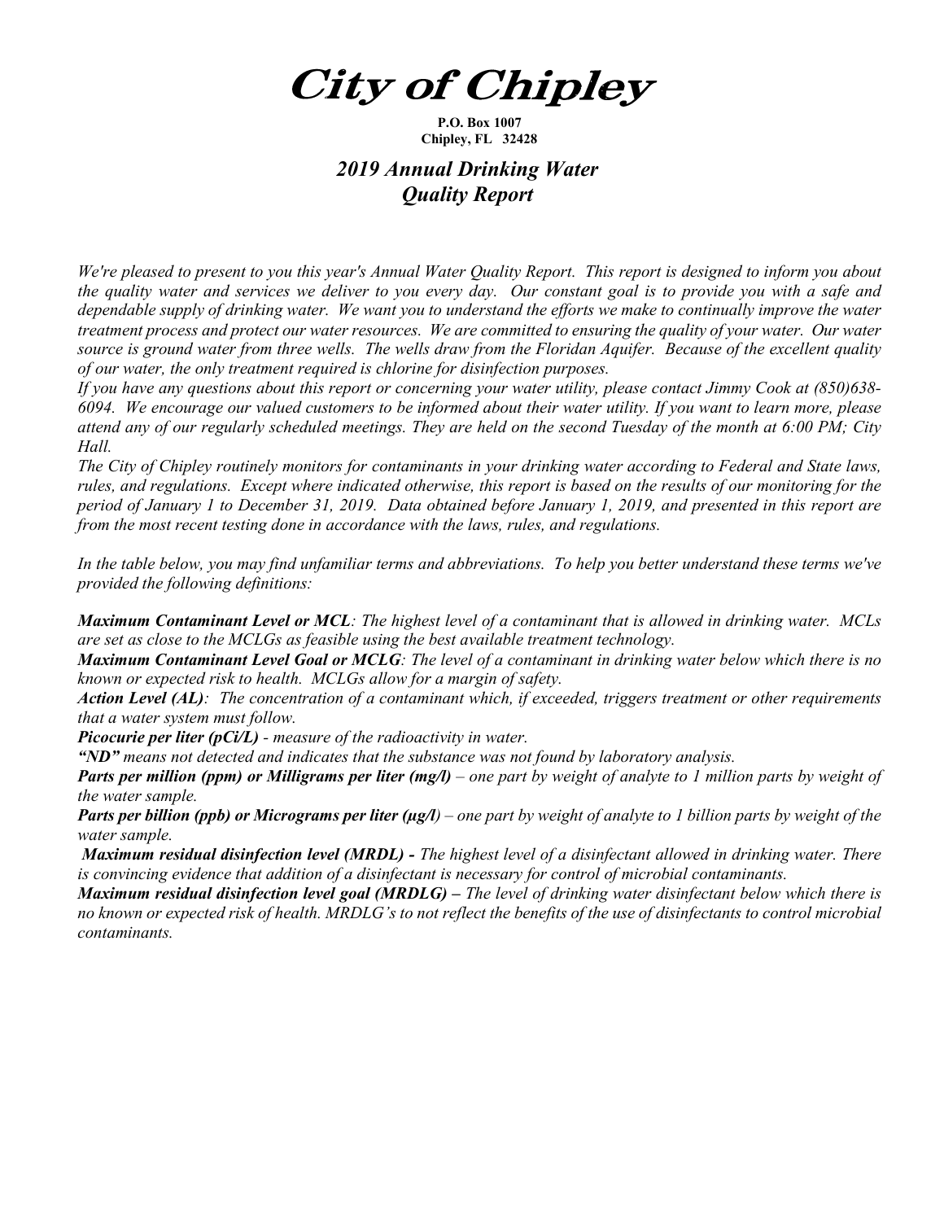# City of Chipley

**P.O. Box 1007**
**Chipley, FL 32428**

## *2019 Annual Drinking Water Quality Report*

*We're pleased to present to you this year's Annual Water Quality Report. This report is designed to inform you about the quality water and services we deliver to you every day. Our constant goal is to provide you with a safe and dependable supply of drinking water. We want you to understand the efforts we make to continually improve the water treatment process and protect our water resources. We are committed to ensuring the quality of your water. Our water source is ground water from three wells. The wells draw from the Floridan Aquifer. Because of the excellent quality of our water, the only treatment required is chlorine for disinfection purposes.*

*If you have any questions about this report or concerning your water utility, please contact Jimmy Cook at (850)638-6094. We encourage our valued customers to be informed about their water utility. If you want to learn more, please attend any of our regularly scheduled meetings. They are held on the second Tuesday of the month at 6:00 PM; City Hall.*

*The City of Chipley routinely monitors for contaminants in your drinking water according to Federal and State laws, rules, and regulations. Except where indicated otherwise, this report is based on the results of our monitoring for the period of January 1 to December 31, 2019. Data obtained before January 1, 2019, and presented in this report are from the most recent testing done in accordance with the laws, rules, and regulations.*

*In the table below, you may find unfamiliar terms and abbreviations. To help you better understand these terms we've provided the following definitions:*

***Maximum Contaminant Level or MCL**: The highest level of a contaminant that is allowed in drinking water. MCLs are set as close to the MCLGs as feasible using the best available treatment technology.*

***Maximum Contaminant Level Goal or MCLG**: The level of a contaminant in drinking water below which there is no known or expected risk to health. MCLGs allow for a margin of safety.*

***Action Level (AL)**: The concentration of a contaminant which, if exceeded, triggers treatment or other requirements that a water system must follow.*

***Picocurie per liter (pCi/L)** - measure of the radioactivity in water.*

***"ND"** means not detected and indicates that the substance was not found by laboratory analysis.*

***Parts per million (ppm) or Milligrams per liter (mg/l)** – one part by weight of analyte to 1 million parts by weight of the water sample.*

***Parts per billion (ppb) or Micrograms per liter (µg/l)** – one part by weight of analyte to 1 billion parts by weight of the water sample.*

***Maximum residual disinfection level (MRDL) -** The highest level of a disinfectant allowed in drinking water. There is convincing evidence that addition of a disinfectant is necessary for control of microbial contaminants.*

***Maximum residual disinfection level goal (MRDLG) –** The level of drinking water disinfectant below which there is no known or expected risk of health. MRDLG's to not reflect the benefits of the use of disinfectants to control microbial contaminants.*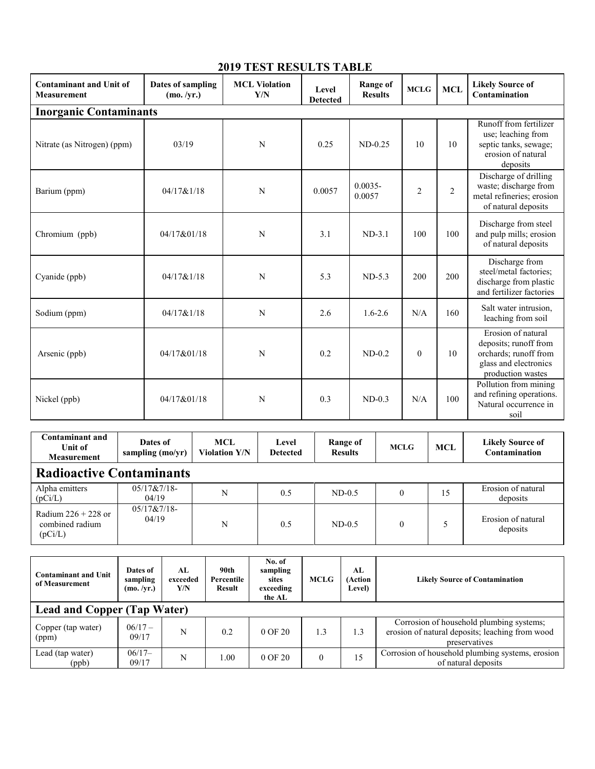## 2019 TEST RESULTS TABLE

| Contaminant and Unit of Measurement | Dates of sampling (mo. /yr.) | MCL Violation Y/N | Level Detected | Range of Results | MCLG | MCL | Likely Source of Contamination |
|---|---|---|---|---|---|---|---|
| **Inorganic Contaminants** | | | | | | | |
| Nitrate (as Nitrogen) (ppm) | 03/19 | N | 0.25 | ND-0.25 | 10 | 10 | Runoff from fertilizer use; leaching from septic tanks, sewage; erosion of natural deposits |
| Barium (ppm) | 04/17&1/18 | N | 0.0057 | 0.0035-0.0057 | 2 | 2 | Discharge of drilling waste; discharge from metal refineries; erosion of natural deposits |
| Chromium (ppb) | 04/17&01/18 | N | 3.1 | ND-3.1 | 100 | 100 | Discharge from steel and pulp mills; erosion of natural deposits |
| Cyanide (ppb) | 04/17&1/18 | N | 5.3 | ND-5.3 | 200 | 200 | Discharge from steel/metal factories; discharge from plastic and fertilizer factories |
| Sodium (ppm) | 04/17&1/18 | N | 2.6 | 1.6-2.6 | N/A | 160 | Salt water intrusion, leaching from soil |
| Arsenic (ppb) | 04/17&01/18 | N | 0.2 | ND-0.2 | 0 | 10 | Erosion of natural deposits; runoff from orchards; runoff from glass and electronics production wastes |
| Nickel (ppb) | 04/17&01/18 | N | 0.3 | ND-0.3 | N/A | 100 | Pollution from mining and refining operations. Natural occurrence in soil |

| Contaminant and Unit of Measurement | Dates of sampling (mo/yr) | MCL Violation Y/N | Level Detected | Range of Results | MCLG | MCL | Likely Source of Contamination |
|---|---|---|---|---|---|---|---|
| **Radioactive Contaminants** | | | | | | | |
| Alpha emitters (pCi/L) | 05/17&7/18-04/19 | N | 0.5 | ND-0.5 | 0 | 15 | Erosion of natural deposits |
| Radium 226 + 228 or combined radium (pCi/L) | 05/17&7/18-04/19 | N | 0.5 | ND-0.5 | 0 | 5 | Erosion of natural deposits |

| Contaminant and Unit of Measurement | Dates of sampling (mo. /yr.) | AL exceeded Y/N | 90th Percentile Result | No. of sampling sites exceeding the AL | MCLG | AL (Action Level) | Likely Source of Contamination |
|---|---|---|---|---|---|---|---|
| **Lead and Copper (Tap Water)** | | | | | | | |
| Copper (tap water) (ppm) | 06/17 – 09/17 | N | 0.2 | 0 OF 20 | 1.3 | 1.3 | Corrosion of household plumbing systems; erosion of natural deposits; leaching from wood preservatives |
| Lead (tap water) (ppb) | 06/17– 09/17 | N | 1.00 | 0 OF 20 | 0 | 15 | Corrosion of household plumbing systems, erosion of natural deposits |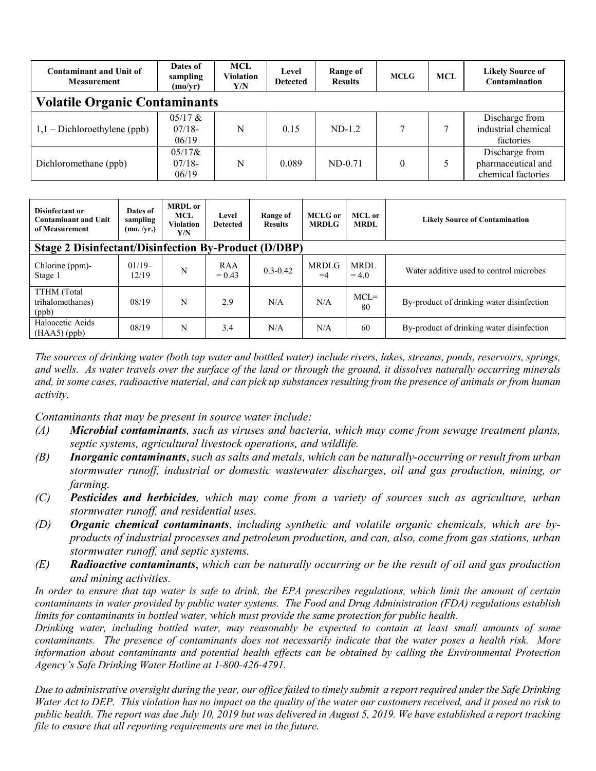| Contaminant and Unit of Measurement | Dates of sampling (mo/yr) | MCL Violation Y/N | Level Detected | Range of Results | MCLG | MCL | Likely Source of Contamination |
|---|---|---|---|---|---|---|---|
| **Volatile Organic Contaminants** | | | | | | | |
| 1,1 – Dichloroethylene (ppb) | 05/17 & 07/18-06/19 | N | 0.15 | ND-1.2 | 7 | 7 | Discharge from industrial chemical factories |
| Dichloromethane (ppb) | 05/17& 07/18-06/19 | N | 0.089 | ND-0.71 | 0 | 5 | Discharge from pharmaceutical and chemical factories |

| Disinfectant or Contaminant and Unit of Measurement | Dates of sampling (mo. /yr.) | MRDL or MCL Violation Y/N | Level Detected | Range of Results | MCLG or MRDLG | MCL or MRDL | Likely Source of Contamination |
|---|---|---|---|---|---|---|---|
| **Stage 2 Disinfectant/Disinfection By-Product (D/DBP)** | | | | | | | |
| Chlorine (ppm)-Stage 1 | 01/19–12/19 | N | RAA = 0.43 | 0.3-0.42 | MRDLG =4 | MRDL = 4.0 | Water additive used to control microbes |
| TTHM (Total trihalomethanes) (ppb) | 08/19 | N | 2.9 | N/A | N/A | MCL= 80 | By-product of drinking water disinfection |
| Haloacetic Acids (HAA5) (ppb) | 08/19 | N | 3.4 | N/A | N/A | 60 | By-product of drinking water disinfection |

*The sources of drinking water (both tap water and bottled water) include rivers, lakes, streams, ponds, reservoirs, springs, and wells. As water travels over the surface of the land or through the ground, it dissolves naturally occurring minerals and, in some cases, radioactive material, and can pick up substances resulting from the presence of animals or from human activity.*

*Contaminants that may be present in source water include:*

- *(A)* ***Microbial contaminants****, such as viruses and bacteria, which may come from sewage treatment plants, septic systems, agricultural livestock operations, and wildlife.*
- *(B)* ***Inorganic contaminants****, such as salts and metals, which can be naturally-occurring or result from urban stormwater runoff, industrial or domestic wastewater discharges, oil and gas production, mining, or farming.*
- *(C)* ***Pesticides and herbicides****, which may come from a variety of sources such as agriculture, urban stormwater runoff, and residential uses.*
- *(D)* ***Organic chemical contaminants****, including synthetic and volatile organic chemicals, which are by-products of industrial processes and petroleum production, and can, also, come from gas stations, urban stormwater runoff, and septic systems.*
- *(E)* ***Radioactive contaminants****, which can be naturally occurring or be the result of oil and gas production and mining activities.*

*In order to ensure that tap water is safe to drink, the EPA prescribes regulations, which limit the amount of certain contaminants in water provided by public water systems. The Food and Drug Administration (FDA) regulations establish limits for contaminants in bottled water, which must provide the same protection for public health.*

*Drinking water, including bottled water, may reasonably be expected to contain at least small amounts of some contaminants. The presence of contaminants does not necessarily indicate that the water poses a health risk. More information about contaminants and potential health effects can be obtained by calling the Environmental Protection Agency's Safe Drinking Water Hotline at 1-800-426-4791.*

*Due to administrative oversight during the year, our office failed to timely submit a report required under the Safe Drinking Water Act to DEP. This violation has no impact on the quality of the water our customers received, and it posed no risk to public health. The report was due July 10, 2019 but was delivered in August 5, 2019. We have established a report tracking file to ensure that all reporting requirements are met in the future.*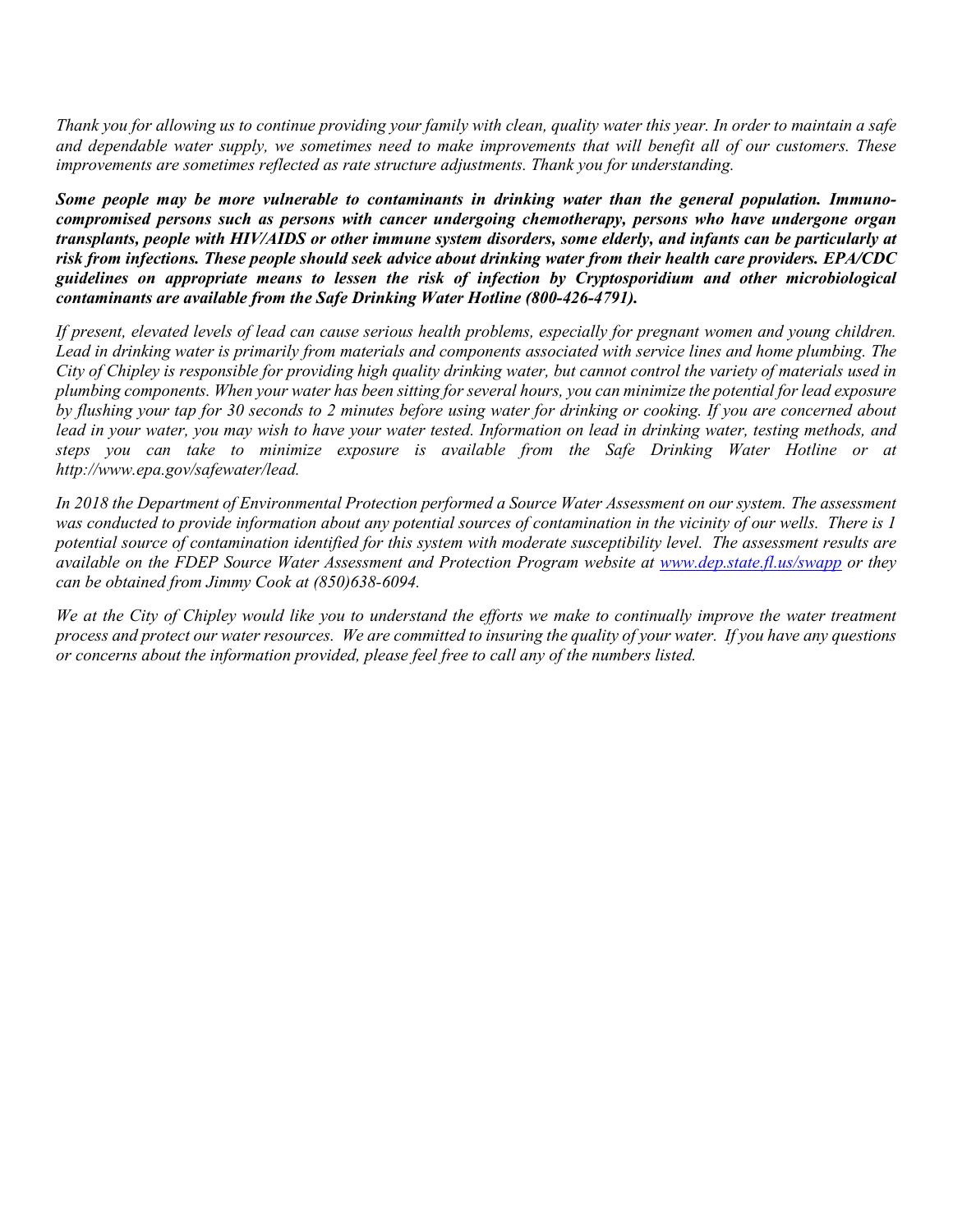*Thank you for allowing us to continue providing your family with clean, quality water this year. In order to maintain a safe and dependable water supply, we sometimes need to make improvements that will benefit all of our customers. These improvements are sometimes reflected as rate structure adjustments. Thank you for understanding.*

***Some people may be more vulnerable to contaminants in drinking water than the general population. Immuno-compromised persons such as persons with cancer undergoing chemotherapy, persons who have undergone organ transplants, people with HIV/AIDS or other immune system disorders, some elderly, and infants can be particularly at risk from infections. These people should seek advice about drinking water from their health care providers. EPA/CDC guidelines on appropriate means to lessen the risk of infection by Cryptosporidium and other microbiological contaminants are available from the Safe Drinking Water Hotline (800-426-4791).***

*If present, elevated levels of lead can cause serious health problems, especially for pregnant women and young children. Lead in drinking water is primarily from materials and components associated with service lines and home plumbing. The City of Chipley is responsible for providing high quality drinking water, but cannot control the variety of materials used in plumbing components. When your water has been sitting for several hours, you can minimize the potential for lead exposure by flushing your tap for 30 seconds to 2 minutes before using water for drinking or cooking. If you are concerned about lead in your water, you may wish to have your water tested. Information on lead in drinking water, testing methods, and steps you can take to minimize exposure is available from the Safe Drinking Water Hotline or at http://www.epa.gov/safewater/lead.*

*In 2018 the Department of Environmental Protection performed a Source Water Assessment on our system. The assessment was conducted to provide information about any potential sources of contamination in the vicinity of our wells. There is 1 potential source of contamination identified for this system with moderate susceptibility level. The assessment results are available on the FDEP Source Water Assessment and Protection Program website at [www.dep.state.fl.us/swapp](www.dep.state.fl.us/swapp) or they can be obtained from Jimmy Cook at (850)638-6094.*

*We at the City of Chipley would like you to understand the efforts we make to continually improve the water treatment process and protect our water resources. We are committed to insuring the quality of your water. If you have any questions or concerns about the information provided, please feel free to call any of the numbers listed.*